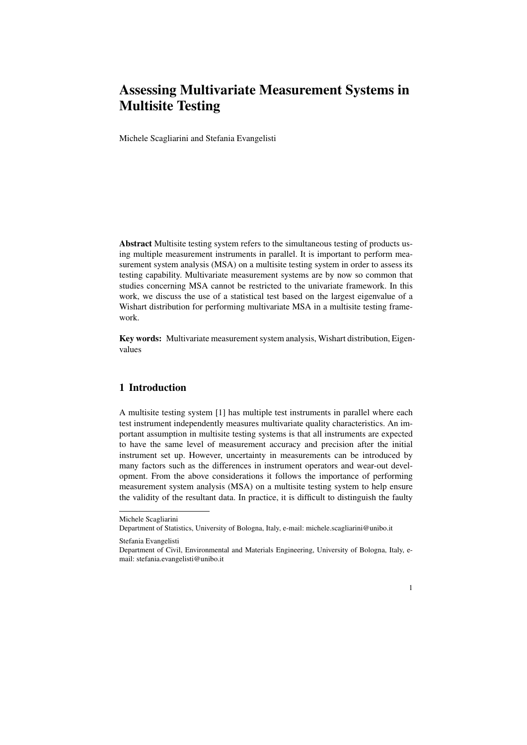# Assessing Multivariate Measurement Systems in Multisite Testing

Michele Scagliarini and Stefania Evangelisti

**Abstract** Multisite testing system refers to the simultaneous testing of products using multiple measurement instruments in parallel. It is important to perform measurement system analysis (MSA) on a multisite testing system in order to assess its testing capability. Multivariate measurement systems are by now so common that studies concerning MSA cannot be restricted to the univariate framework. In this work, we discuss the use of a statistical test based on the largest eigenvalue of a Wishart distribution for performing multivariate MSA in a multisite testing framework.

**Key words:** Multivariate measurement system analysis, Wishart distribution, Eigenvalues

## 1 Introduction

A multisite testing system [1] has multiple test instruments in parallel where each test instrument independently measures multivariate quality characteristics. An important assumption in multisite testing systems is that all instruments are expected to have the same level of measurement accuracy and precision after the initial instrument set up. However, uncertainty in measurements can be introduced by many factors such as the differences in instrument operators and wear-out development. From the above considerations it follows the importance of performing measurement system analysis (MSA) on a multisite testing system to help ensure the validity of the resultant data. In practice, it is difficult to distinguish the faulty

---

Michele Scagliarini
Department of Statistics, University of Bologna, Italy, e-mail: michele.scagliarini@unibo.it

Stefania Evangelisti
Department of Civil, Environmental and Materials Engineering, University of Bologna, Italy, e-mail: stefania.evangelisti@unibo.it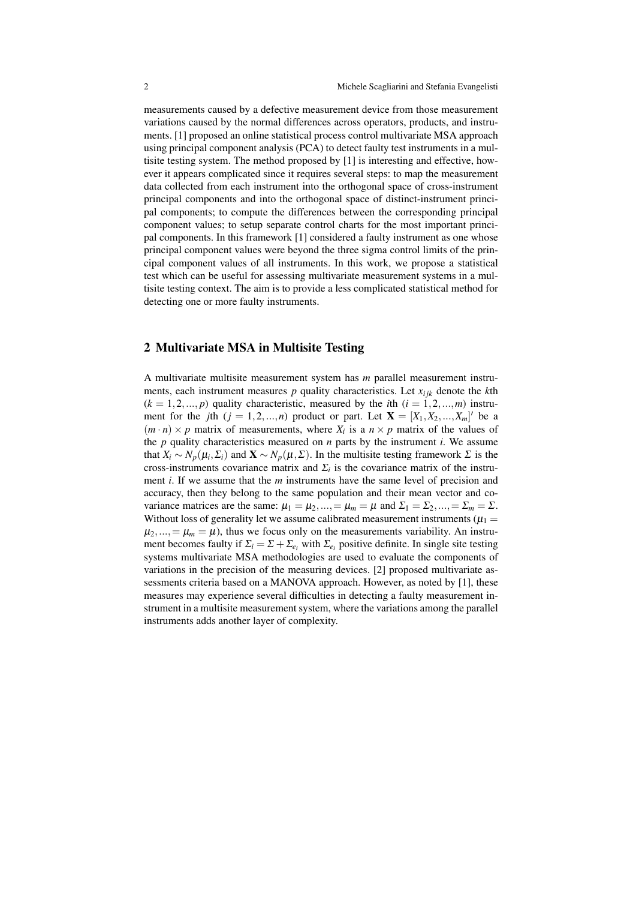measurements caused by a defective measurement device from those measurement variations caused by the normal differences across operators, products, and instruments. [1] proposed an online statistical process control multivariate MSA approach using principal component analysis (PCA) to detect faulty test instruments in a multisite testing system. The method proposed by [1] is interesting and effective, however it appears complicated since it requires several steps: to map the measurement data collected from each instrument into the orthogonal space of cross-instrument principal components and into the orthogonal space of distinct-instrument principal components; to compute the differences between the corresponding principal component values; to setup separate control charts for the most important principal components. In this framework [1] considered a faulty instrument as one whose principal component values were beyond the three sigma control limits of the principal component values of all instruments. In this work, we propose a statistical test which can be useful for assessing multivariate measurement systems in a multisite testing context. The aim is to provide a less complicated statistical method for detecting one or more faulty instruments.

## 2 Multivariate MSA in Multisite Testing

A multivariate multisite measurement system has $m$ parallel measurement instruments, each instrument measures $p$ quality characteristics. Let $x_{ijk}$ denote the $k$th $(k = 1,2,...,p)$ quality characteristic, measured by the $i$th $(i = 1,2,...,m)$ instrument for the $j$th $(j = 1,2,...,n)$ product or part. Let $\mathbf{X} = [X_1, X_2, ..., X_m]'$ be a $(m \cdot n) \times p$ matrix of measurements, where $X_i$ is a $n \times p$ matrix of the values of the $p$ quality characteristics measured on $n$ parts by the instrument $i$. We assume that $X_i \sim N_p(\mu_i, \Sigma_i)$ and $\mathbf{X} \sim N_p(\mu, \Sigma)$. In the multisite testing framework $\Sigma$ is the cross-instruments covariance matrix and $\Sigma_i$ is the covariance matrix of the instrument $i$. If we assume that the $m$ instruments have the same level of precision and accuracy, then they belong to the same population and their mean vector and covariance matrices are the same: $\mu_1 = \mu_2, ..., = \mu_m = \mu$ and $\Sigma_1 = \Sigma_2, ..., = \Sigma_m = \Sigma$. Without loss of generality let we assume calibrated measurement instruments ($\mu_1 = \mu_2, ..., = \mu_m = \mu$), thus we focus only on the measurements variability. An instrument becomes faulty if $\Sigma_i = \Sigma + \Sigma_{e_i}$ with $\Sigma_{e_i}$ positive definite. In single site testing systems multivariate MSA methodologies are used to evaluate the components of variations in the precision of the measuring devices. [2] proposed multivariate assessments criteria based on a MANOVA approach. However, as noted by [1], these measures may experience several difficulties in detecting a faulty measurement instrument in a multisite measurement system, where the variations among the parallel instruments adds another layer of complexity.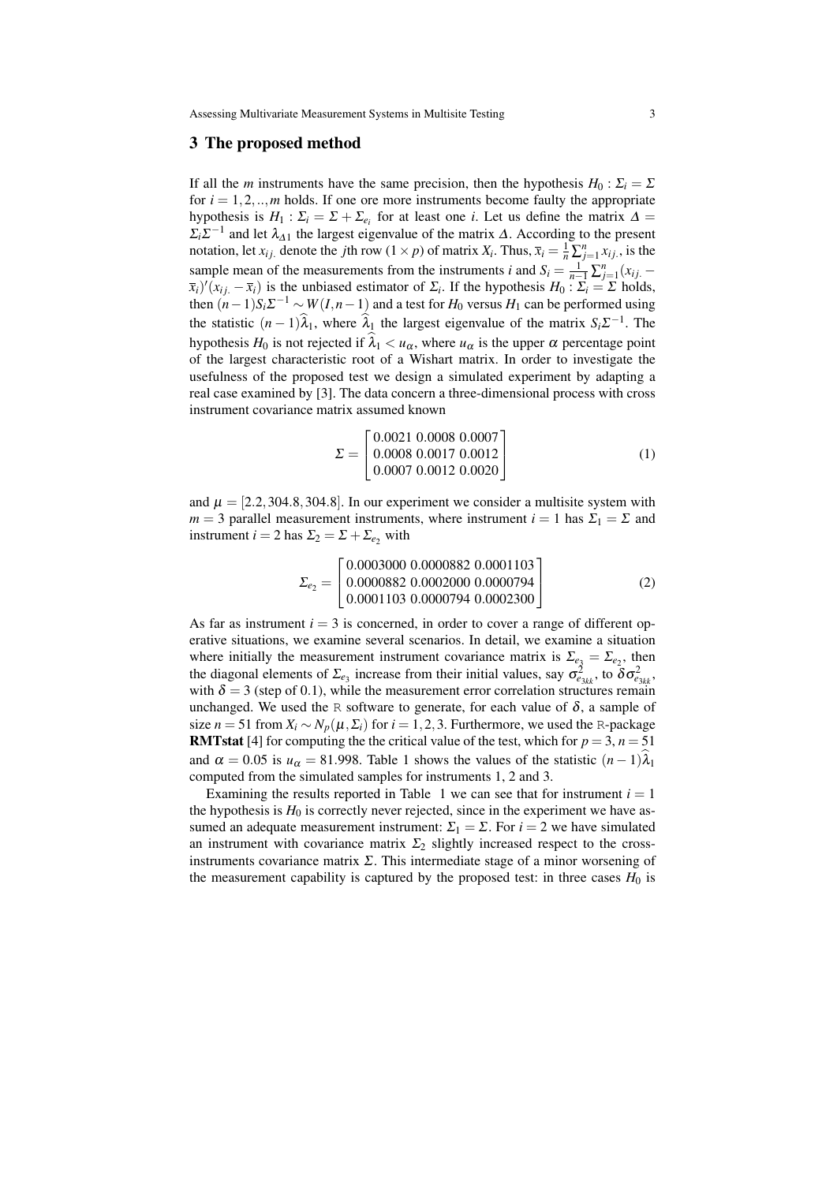## 3 The proposed method

If all the $m$ instruments have the same precision, then the hypothesis $H_0 : \Sigma_i = \Sigma$ for $i = 1, 2, .., m$ holds. If one ore more instruments become faulty the appropriate hypothesis is $H_1 : \Sigma_i = \Sigma + \Sigma_{e_i}$ for at least one $i$. Let us define the matrix $\Delta = \Sigma_i \Sigma^{-1}$ and let $\lambda_{\Delta 1}$ the largest eigenvalue of the matrix $\Delta$. According to the present notation, let $x_{ij.}$ denote the $j$th row $(1 \times p)$ of matrix $X_i$. Thus, $\overline{x}_i = \frac{1}{n} \sum_{j=1}^{n} x_{ij.}$, is the sample mean of the measurements from the instruments $i$ and $S_i = \frac{1}{n-1} \sum_{j=1}^{n} (x_{ij.} - \overline{x}_i)'(x_{ij.} - \overline{x}_i)$ is the unbiased estimator of $\Sigma_i$. If the hypothesis $H_0 : \Sigma_i = \Sigma$ holds, then $(n-1) S_i \Sigma^{-1} \sim W(I, n-1)$ and a test for $H_0$ versus $H_1$ can be performed using the statistic $(n-1)\widehat{\lambda}_1$, where $\widehat{\lambda}_1$ the largest eigenvalue of the matrix $S_i \Sigma^{-1}$. The hypothesis $H_0$ is not rejected if $\widehat{\lambda}_1 < u_\alpha$, where $u_\alpha$ is the upper $\alpha$ percentage point of the largest characteristic root of a Wishart matrix. In order to investigate the usefulness of the proposed test we design a simulated experiment by adapting a real case examined by [3]. The data concern a three-dimensional process with cross instrument covariance matrix assumed known

$$\Sigma = \begin{bmatrix} 0.0021 & 0.0008 & 0.0007 \\ 0.0008 & 0.0017 & 0.0012 \\ 0.0007 & 0.0012 & 0.0020 \end{bmatrix} \tag{1}$$

and $\mu = [2.2, 304.8, 304.8]$. In our experiment we consider a multisite system with $m = 3$ parallel measurement instruments, where instrument $i = 1$ has $\Sigma_1 = \Sigma$ and instrument $i = 2$ has $\Sigma_2 = \Sigma + \Sigma_{e_2}$ with

$$\Sigma_{e_2} = \begin{bmatrix} 0.0003000 & 0.0000882 & 0.0001103 \\ 0.0000882 & 0.0002000 & 0.0000794 \\ 0.0001103 & 0.0000794 & 0.0002300 \end{bmatrix} \tag{2}$$

As far as instrument $i = 3$ is concerned, in order to cover a range of different operative situations, we examine several scenarios. In detail, we examine a situation where initially the measurement instrument covariance matrix is $\Sigma_{e_3} = \Sigma_{e_2}$, then the diagonal elements of $\Sigma_{e_3}$ increase from their initial values, say $\sigma^2_{e_{3kk}}$, to $\delta \sigma^2_{e_{3kk}}$, with $\delta = 3$ (step of 0.1), while the measurement error correlation structures remain unchanged. We used the R software to generate, for each value of $\delta$, a sample of size $n = 51$ from $X_i \sim N_p(\mu, \Sigma_i)$ for $i = 1, 2, 3$. Furthermore, we used the R-package **RMTstat** [4] for computing the the critical value of the test, which for $p = 3$, $n = 51$ and $\alpha = 0.05$ is $u_\alpha = 81.998$. Table 1 shows the values of the statistic $(n-1)\widehat{\lambda}_1$ computed from the simulated samples for instruments 1, 2 and 3.

Examining the results reported in Table 1 we can see that for instrument $i = 1$ the hypothesis is $H_0$ is correctly never rejected, since in the experiment we have assumed an adequate measurement instrument: $\Sigma_1 = \Sigma$. For $i = 2$ we have simulated an instrument with covariance matrix $\Sigma_2$ slightly increased respect to the cross-instruments covariance matrix $\Sigma$. This intermediate stage of a minor worsening of the measurement capability is captured by the proposed test: in three cases $H_0$ is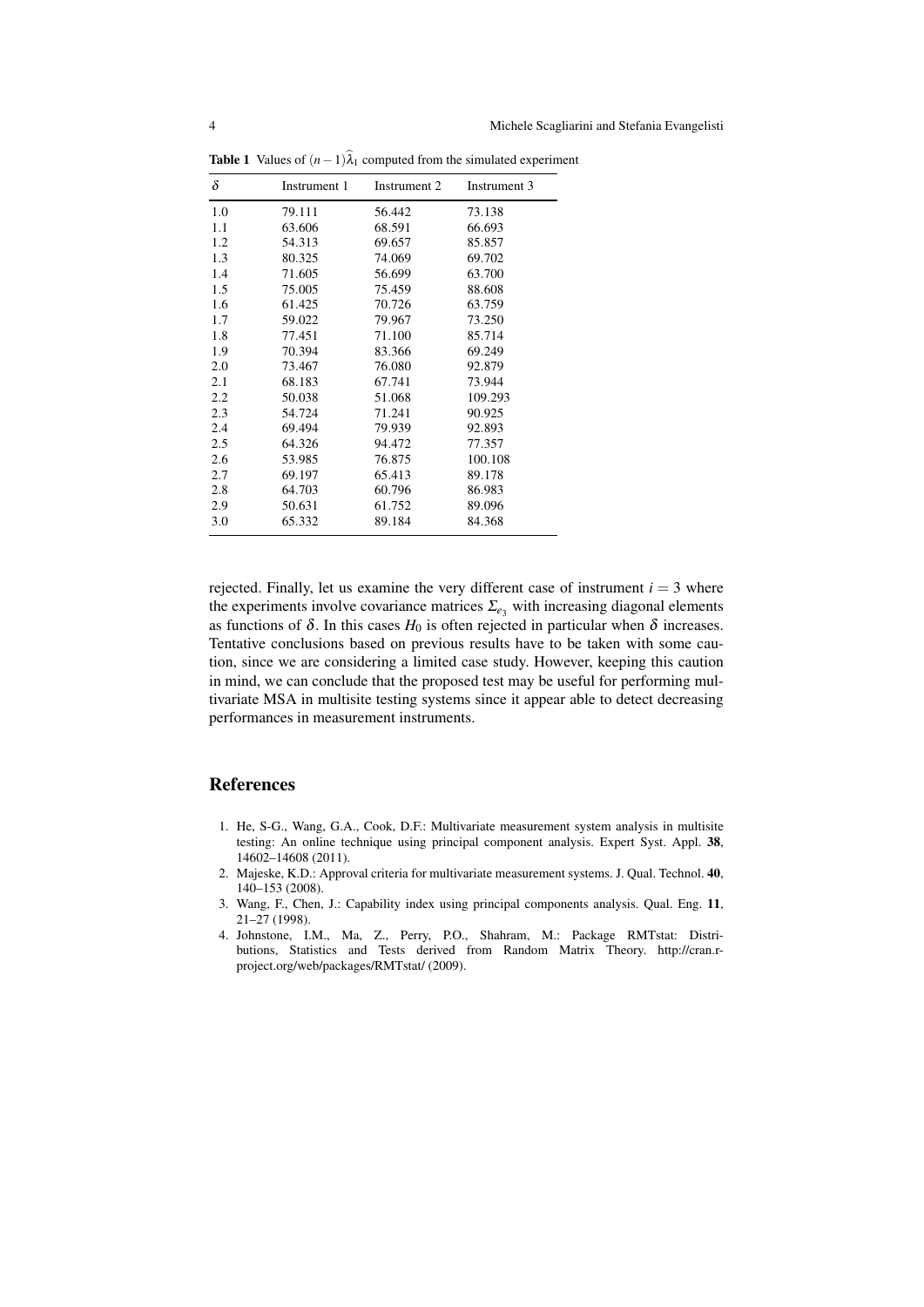**Table 1** Values of $(n-1)\widehat{\lambda}_1$ computed from the simulated experiment

| $\delta$ | Instrument 1 | Instrument 2 | Instrument 3 |
|---|---|---|---|
| 1.0 | 79.111 | 56.442 | 73.138 |
| 1.1 | 63.606 | 68.591 | 66.693 |
| 1.2 | 54.313 | 69.657 | 85.857 |
| 1.3 | 80.325 | 74.069 | 69.702 |
| 1.4 | 71.605 | 56.699 | 63.700 |
| 1.5 | 75.005 | 75.459 | 88.608 |
| 1.6 | 61.425 | 70.726 | 63.759 |
| 1.7 | 59.022 | 79.967 | 73.250 |
| 1.8 | 77.451 | 71.100 | 85.714 |
| 1.9 | 70.394 | 83.366 | 69.249 |
| 2.0 | 73.467 | 76.080 | 92.879 |
| 2.1 | 68.183 | 67.741 | 73.944 |
| 2.2 | 50.038 | 51.068 | 109.293 |
| 2.3 | 54.724 | 71.241 | 90.925 |
| 2.4 | 69.494 | 79.939 | 92.893 |
| 2.5 | 64.326 | 94.472 | 77.357 |
| 2.6 | 53.985 | 76.875 | 100.108 |
| 2.7 | 69.197 | 65.413 | 89.178 |
| 2.8 | 64.703 | 60.796 | 86.983 |
| 2.9 | 50.631 | 61.752 | 89.096 |
| 3.0 | 65.332 | 89.184 | 84.368 |

rejected. Finally, let us examine the very different case of instrument $i = 3$ where the experiments involve covariance matrices $\Sigma_{e_3}$ with increasing diagonal elements as functions of $\delta$. In this cases $H_0$ is often rejected in particular when $\delta$ increases. Tentative conclusions based on previous results have to be taken with some caution, since we are considering a limited case study. However, keeping this caution in mind, we can conclude that the proposed test may be useful for performing multivariate MSA in multisite testing systems since it appear able to detect decreasing performances in measurement instruments.

## References

1. He, S-G., Wang, G.A., Cook, D.F.: Multivariate measurement system analysis in multisite testing: An online technique using principal component analysis. Expert Syst. Appl. **38**, 14602–14608 (2011).
2. Majeske, K.D.: Approval criteria for multivariate measurement systems. J. Qual. Technol. **40**, 140–153 (2008).
3. Wang, F., Chen, J.: Capability index using principal components analysis. Qual. Eng. **11**, 21–27 (1998).
4. Johnstone, I.M., Ma, Z., Perry, P.O., Shahram, M.: Package RMTstat: Distributions, Statistics and Tests derived from Random Matrix Theory. http://cran.r-project.org/web/packages/RMTstat/ (2009).